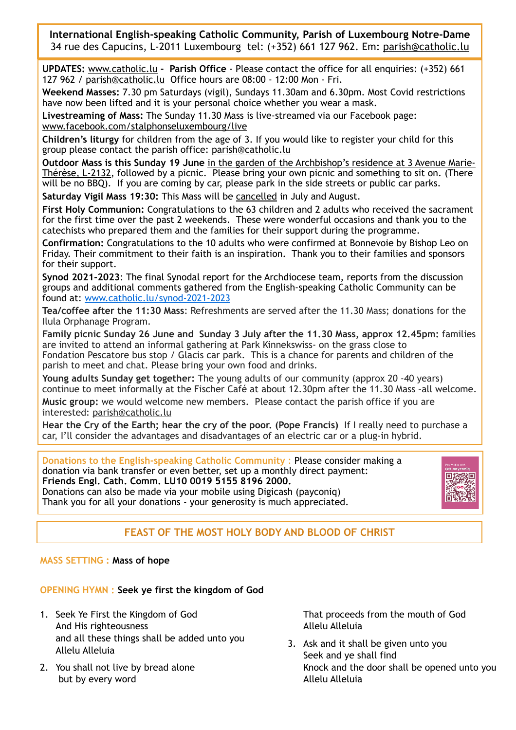**International English-speaking Catholic Community, Parish of Luxembourg Notre-Dame**
34 rue des Capucins, L-2011 Luxembourg tel: (+352) 661 127 962. Em: parish@catholic.lu

**UPDATES:** www.catholic.lu **- Parish Office** - Please contact the office for all enquiries: (+352) 661 127 962 / parish@catholic.lu Office hours are 08:00 - 12:00 Mon - Fri.

**Weekend Masses:** 7.30 pm Saturdays (vigil), Sundays 11.30am and 6.30pm. Most Covid restrictions have now been lifted and it is your personal choice whether you wear a mask.

**Livestreaming of Mass:** The Sunday 11.30 Mass is live-streamed via our Facebook page: www.facebook.com/stalphonseluxembourg/live

**Children's liturgy** for children from the age of 3. If you would like to register your child for this group please contact the parish office: parish@catholic.lu

**Outdoor Mass is this Sunday 19 June** in the garden of the Archbishop's residence at 3 Avenue Marie-Thérèse, L-2132, followed by a picnic. Please bring your own picnic and something to sit on. (There will be no BBQ). If you are coming by car, please park in the side streets or public car parks.

**Saturday Vigil Mass 19:30:** This Mass will be cancelled in July and August.

**First Holy Communion:** Congratulations to the 63 children and 2 adults who received the sacrament for the first time over the past 2 weekends. These were wonderful occasions and thank you to the catechists who prepared them and the families for their support during the programme.

**Confirmation:** Congratulations to the 10 adults who were confirmed at Bonnevoie by Bishop Leo on Friday. Their commitment to their faith is an inspiration. Thank you to their families and sponsors for their support.

**Synod 2021-2023**: The final Synodal report for the Archdiocese team, reports from the discussion groups and additional comments gathered from the English-speaking Catholic Community can be found at: www.catholic.lu/synod-2021-2023

**Tea/coffee after the 11:30 Mass**: Refreshments are served after the 11.30 Mass; donations for the Ilula Orphanage Program.

**Family picnic Sunday 26 June and Sunday 3 July after the 11.30 Mass, approx 12.45pm:** families are invited to attend an informal gathering at Park Kinnekswiss- on the grass close to Fondation Pescatore bus stop / Glacis car park. This is a chance for parents and children of the parish to meet and chat. Please bring your own food and drinks.

**Young adults Sunday get together:** The young adults of our community (approx 20 -40 years) continue to meet informally at the Fischer Café at about 12.30pm after the 11.30 Mass –all welcome.

**Music group:** we would welcome new members. Please contact the parish office if you are interested: parish@catholic.lu

**Hear the Cry of the Earth; hear the cry of the poor. (Pope Francis)** If I really need to purchase a car, I'll consider the advantages and disadvantages of an electric car or a plug-in hybrid.

**Donations to the English-speaking Catholic Community :** Please consider making a donation via bank transfer or even better, set up a monthly direct payment:
**Friends Engl. Cath. Comm. LU10 0019 5155 8196 2000.**
Donations can also be made via your mobile using Digicash (payconiq)
Thank you for all your donations - your generosity is much appreciated.

## FEAST OF THE MOST HOLY BODY AND BLOOD OF CHRIST

MASS SETTING : **Mass of hope**

OPENING HYMN : **Seek ye first the kingdom of God**

1. Seek Ye First the Kingdom of God
   And His righteousness
   and all these things shall be added unto you
   Allelu Alleluia
2. You shall not live by bread alone
   but by every word
   That proceeds from the mouth of God
   Allelu Alleluia
3. Ask and it shall be given unto you
   Seek and ye shall find
   Knock and the door shall be opened unto you
   Allelu Alleluia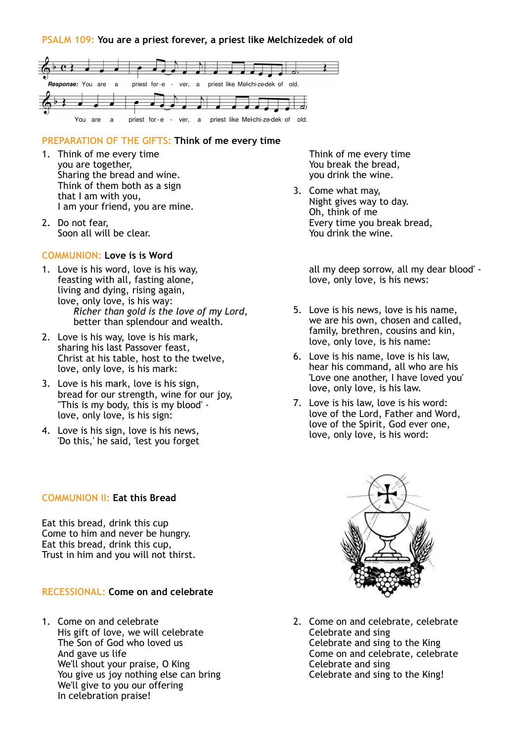**PSALM 109: You are a priest forever, a priest like Melchizedek of old**

*Response:* You are a priest for-e - ver, a priest like Mel-chi-ze-dek of old.

You are a priest for-e - ver, a priest like Mel-chi-ze-dek of old.

**PREPARATION OF THE GIFTS: Think of me every time**

1. Think of me every time
   you are together,
   Sharing the bread and wine.
   Think of them both as a sign
   that I am with you,
   I am your friend, you are mine.

2. Do not fear,
   Soon all will be clear.
   Think of me every time
   You break the bread,
   you drink the wine.

3. Come what may,
   Night gives way to day.
   Oh, think of me
   Every time you break bread,
   You drink the wine.

**COMMUNION: Love is is Word**

1. Love is his word, love is his way,
   feasting with all, fasting alone,
   living and dying, rising again,
   love, only love, is his way:
   *Richer than gold is the love of my Lord,*
   better than splendour and wealth.

2. Love is his way, love is his mark,
   sharing his last Passover feast,
   Christ at his table, host to the twelve,
   love, only love, is his mark:

3. Love is his mark, love is his sign,
   bread for our strength, wine for our joy,
   "This is my body, this is my blood' -
   love, only love, is his sign:

4. Love is his sign, love is his news,
   'Do this,' he said, 'lest you forget
   all my deep sorrow, all my dear blood' -
   love, only love, is his news:

5. Love is his news, love is his name,
   we are his own, chosen and called,
   family, brethren, cousins and kin,
   love, only love, is his name:

6. Love is his name, love is his law,
   hear his command, all who are his
   'Love one another, I have loved you'
   love, only love, is his law.

7. Love is his law, love is his word:
   love of the Lord, Father and Word,
   love of the Spirit, God ever one,
   love, only love, is his word:

**COMMUNION II: Eat this Bread**

Eat this bread, drink this cup
Come to him and never be hungry.
Eat this bread, drink this cup,
Trust in him and you will not thirst.

**RECESSIONAL: Come on and celebrate**

1. Come on and celebrate
   His gift of love, we will celebrate
   The Son of God who loved us
   And gave us life
   We'll shout your praise, O King
   You give us joy nothing else can bring
   We'll give to you our offering
   In celebration praise!

2. Come on and celebrate, celebrate
   Celebrate and sing
   Celebrate and sing to the King
   Come on and celebrate, celebrate
   Celebrate and sing
   Celebrate and sing to the King!